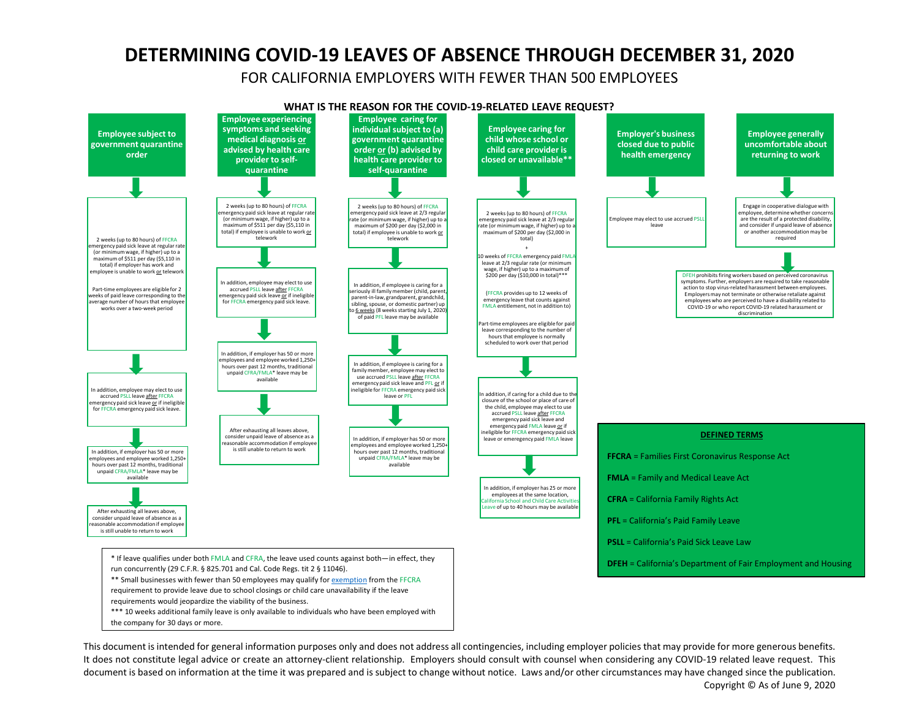# DETERMINING COVID-19 LEAVES OF ABSENCE THROUGH DECEMBER 31, 2020

FOR CALIFORNIA EMPLOYERS WITH FEWER THAN 500 EMPLOYEES

## WHAT IS THE REASON FOR THE COVID-19-RELATED LEAVE REQUEST?

### Employee subject to government quarantine order

- 2 weeks (up to 80 hours) of FFCRA emergency paid sick leave at regular rate (or minimum wage, if higher) up to a maximum of $511 per day ($5,110 in total) if employer has work and employee is unable to work or telework

  Part-time employees are eligible for 2 weeks of paid leave corresponding to the average number of hours that employee works over a two-week period
- In addition, employee may elect to use accrued PSLL leave after FFCRA emergency paid sick leave or if ineligible for FFCRA emergency paid sick leave.
- In addition, if employer has 50 or more employees and employee worked 1,250+ hours over past 12 months, traditional unpaid CFRA/FMLA* leave may be available
- After exhausting all leaves above, consider unpaid leave of absence as a reasonable accommodation if employee is still unable to return to work

### Employee experiencing symptoms and seeking medical diagnosis or advised by health care provider to self-quarantine

- 2 weeks (up to 80 hours) of FFCRA emergency paid sick leave at regular rate (or minimum wage, if higher) up to a maximum of $511 per day ($5,110 in total) if employee is unable to work or telework
- In addition, employee may elect to use accrued PSLL leave after FFCRA emergency paid sick leave or if ineligible for FFCRA emergency paid sick leave.
- In addition, if employer has 50 or more employees and employee worked 1,250+ hours over past 12 months, traditional unpaid CFRA/FMLA* leave may be available
- After exhausting all leaves above, consider unpaid leave of absence as a reasonable accommodation if employee is still unable to return to work

### Employee caring for individual subject to (a) government quarantine order or (b) advised by health care provider to self-quarantine

- 2 weeks (up to 80 hours) of FFCRA emergency paid sick leave at 2/3 regular rate (or minimum wage, if higher) up to a maximum of $200 per day ($2,000 in total) if employee is unable to work or telework
- In addition, if employee is caring for a seriously ill family member (child, parent, parent-in-law, grandparent, grandchild, sibling, spouse, or domestic partner) up to 6 weeks (8 weeks starting July 1, 2020) of paid PFL leave may be available
- In addition, if employee is caring for a family member, employee may elect to use accrued PSLL leave after FFCRA emergency paid sick leave and PFL or if ineligible for FFCRA emergency paid sick leave or PFL
- In addition, if employer has 50 or more employees and employee worked 1,250+ hours over past 12 months, traditional unpaid CFRA/FMLA* leave may be available

### Employee caring for child whose school or child care provider is closed or unavailable**

- 2 weeks (up to 80 hours) of FFCRA emergency paid sick leave at 2/3 regular rate (or minimum wage, if higher) up to a maximum of $200 per day ($2,000 in total)

  \+

  10 weeks of FFCRA emergency paid FMLA leave at 2/3 regular rate (or minimum wage, if higher) up to a maximum of $200 per day ($10,000 in total)***

  (FFCRA provides up to 12 weeks of emergency leave that counts against FMLA entitlement, not in addition to)

  Part-time employees are eligible for paid leave corresponding to the number of hours that employee is normally scheduled to work over that period
- In addition, if caring for a child due to the closure of the school or place of care of the child, employee may elect to use accrued PSLL leave after FFCRA emergency paid sick leave and emergency paid FMLA leave or if ineligible for FFCRA emergency paid sick leave or emeregency paid FMLA leave
- In addition, if employer has 25 or more employees at the same location, California School and Child Care Activities Leave of up to 40 hours may be available

### Employer's business closed due to public health emergency

- Employee may elect to use accrued PSLL leave

### Employee generally uncomfortable about returning to work

- Engage in cooperative dialogue with employee, determine whether concerns are the result of a protected disability, and consider if unpaid leave of absence or another accommodation may be required
- DFEH prohibits firing workers based on perceived coronavirus symptoms. Further, employers are required to take reasonable action to stop virus-related harassment between employees. Employers may not terminate or otherwise retaliate against employees who are perceived to have a disability related to COVID-19 or who report COVID-19 related harassment or discrimination

* If leave qualifies under both FMLA and CFRA, the leave used counts against both—in effect, they run concurrently (29 C.F.R. § 825.701 and Cal. Code Regs. tit 2 § 11046).

** Small businesses with fewer than 50 employees may qualify for exemption from the FFCRA requirement to provide leave due to school closings or child care unavailability if the leave requirements would jeopardize the viability of the business.

*** 10 weeks additional family leave is only available to individuals who have been employed with the company for 30 days or more.

## DEFINED TERMS

**FFCRA** = Families First Coronavirus Response Act

**FMLA** = Family and Medical Leave Act

**CFRA** = California Family Rights Act

**PFL** = California's Paid Family Leave

**PSLL** = California's Paid Sick Leave Law

**DFEH** = California's Department of Fair Employment and Housing

This document is intended for general information purposes only and does not address all contingencies, including employer policies that may provide for more generous benefits. It does not constitute legal advice or create an attorney-client relationship. Employers should consult with counsel when considering any COVID-19 related leave request. This document is based on information at the time it was prepared and is subject to change without notice. Laws and/or other circumstances may have changed since the publication.

Copyright © As of June 9, 2020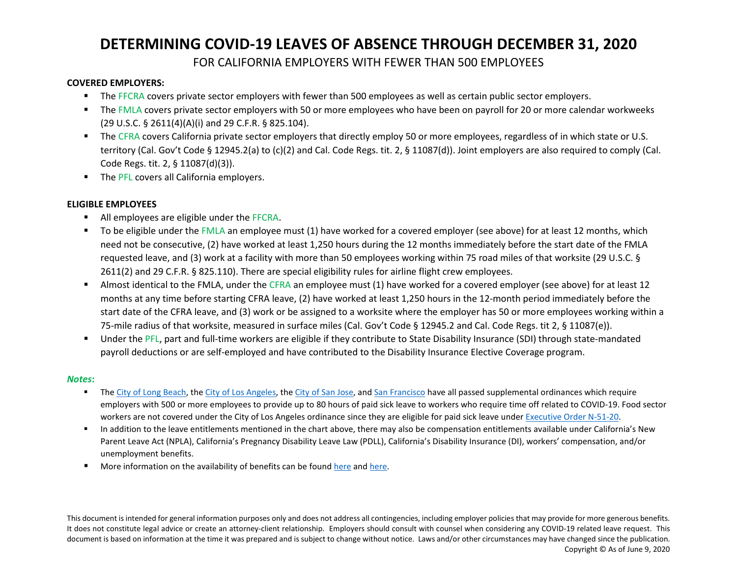# DETERMINING COVID-19 LEAVES OF ABSENCE THROUGH DECEMBER 31, 2020

FOR CALIFORNIA EMPLOYERS WITH FEWER THAN 500 EMPLOYEES

**COVERED EMPLOYERS:**

- The FFCRA covers private sector employers with fewer than 500 employees as well as certain public sector employers.
- The FMLA covers private sector employers with 50 or more employees who have been on payroll for 20 or more calendar workweeks (29 U.S.C. § 2611(4)(A)(i) and 29 C.F.R. § 825.104).
- The CFRA covers California private sector employers that directly employ 50 or more employees, regardless of in which state or U.S. territory (Cal. Gov't Code § 12945.2(a) to (c)(2) and Cal. Code Regs. tit. 2, § 11087(d)). Joint employers are also required to comply (Cal. Code Regs. tit. 2, § 11087(d)(3)).
- The PFL covers all California employers.

**ELIGIBLE EMPLOYEES**

- All employees are eligible under the FFCRA.
- To be eligible under the FMLA an employee must (1) have worked for a covered employer (see above) for at least 12 months, which need not be consecutive, (2) have worked at least 1,250 hours during the 12 months immediately before the start date of the FMLA requested leave, and (3) work at a facility with more than 50 employees working within 75 road miles of that worksite (29 U.S.C. § 2611(2) and 29 C.F.R. § 825.110). There are special eligibility rules for airline flight crew employees.
- Almost identical to the FMLA, under the CFRA an employee must (1) have worked for a covered employer (see above) for at least 12 months at any time before starting CFRA leave, (2) have worked at least 1,250 hours in the 12-month period immediately before the start date of the CFRA leave, and (3) work or be assigned to a worksite where the employer has 50 or more employees working within a 75-mile radius of that worksite, measured in surface miles (Cal. Gov't Code § 12945.2 and Cal. Code Regs. tit 2, § 11087(e)).
- Under the PFL, part and full-time workers are eligible if they contribute to State Disability Insurance (SDI) through state-mandated payroll deductions or are self-employed and have contributed to the Disability Insurance Elective Coverage program.

***Notes*:**

- The City of Long Beach, the City of Los Angeles, the City of San Jose, and San Francisco have all passed supplemental ordinances which require employers with 500 or more employees to provide up to 80 hours of paid sick leave to workers who require time off related to COVID-19. Food sector workers are not covered under the City of Los Angeles ordinance since they are eligible for paid sick leave under Executive Order N-51-20.
- In addition to the leave entitlements mentioned in the chart above, there may also be compensation entitlements available under California's New Parent Leave Act (NPLA), California's Pregnancy Disability Leave Law (PDLL), California's Disability Insurance (DI), workers' compensation, and/or unemployment benefits.
- More information on the availability of benefits can be found here and here.

This document is intended for general information purposes only and does not address all contingencies, including employer policies that may provide for more generous benefits. It does not constitute legal advice or create an attorney-client relationship. Employers should consult with counsel when considering any COVID-19 related leave request. This document is based on information at the time it was prepared and is subject to change without notice. Laws and/or other circumstances may have changed since the publication.
Copyright © As of June 9, 2020